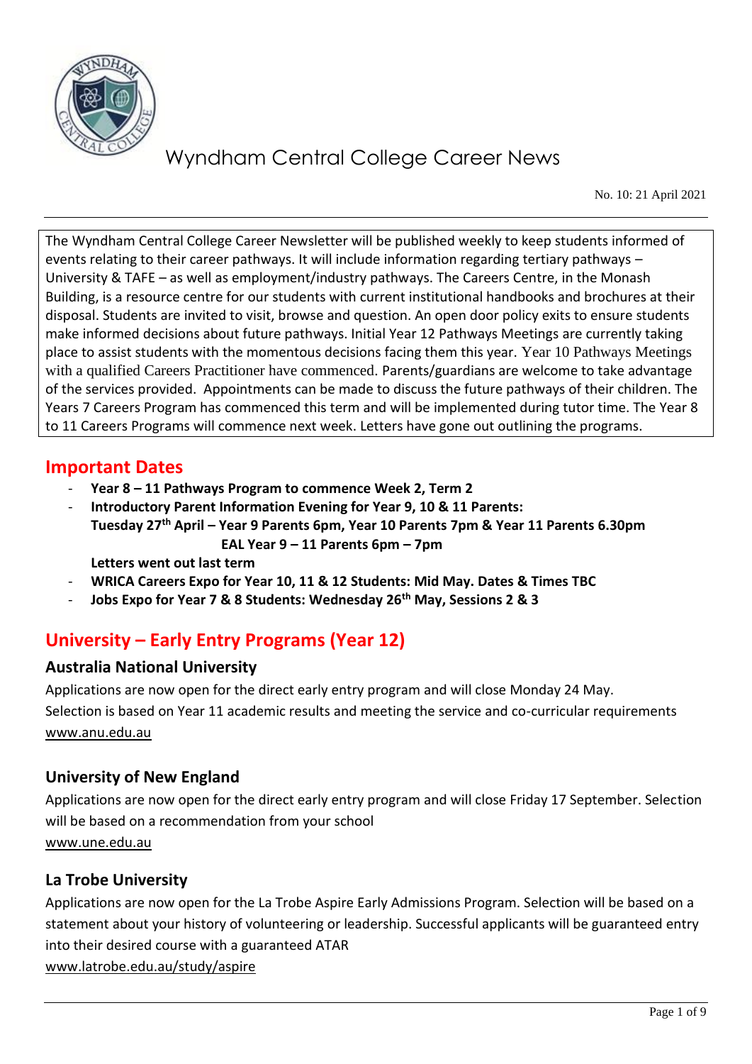# Wyndham Central College Career News

No. 10: 21 April 2021

The Wyndham Central College Career Newsletter will be published weekly to keep students informed of events relating to their career pathways. It will include information regarding tertiary pathways – University & TAFE – as well as employment/industry pathways. The Careers Centre, in the Monash Building, is a resource centre for our students with current institutional handbooks and brochures at their disposal. Students are invited to visit, browse and question. An open door policy exits to ensure students make informed decisions about future pathways. Initial Year 12 Pathways Meetings are currently taking place to assist students with the momentous decisions facing them this year. Year 10 Pathways Meetings with a qualified Careers Practitioner have commenced. Parents/guardians are welcome to take advantage of the services provided. Appointments can be made to discuss the future pathways of their children. The Years 7 Careers Program has commenced this term and will be implemented during tutor time. The Year 8 to 11 Careers Programs will commence next week. Letters have gone out outlining the programs.

## Important Dates

- **Year 8 – 11 Pathways Program to commence Week 2, Term 2**
- **Introductory Parent Information Evening for Year 9, 10 & 11 Parents:**
  **Tuesday 27th April – Year 9 Parents 6pm, Year 10 Parents 7pm & Year 11 Parents 6.30pm**
  **EAL Year 9 – 11 Parents 6pm – 7pm**
  **Letters went out last term**
- **WRICA Careers Expo for Year 10, 11 & 12 Students: Mid May. Dates & Times TBC**
- **Jobs Expo for Year 7 & 8 Students: Wednesday 26th May, Sessions 2 & 3**

## University – Early Entry Programs (Year 12)

### Australia National University

Applications are now open for the direct early entry program and will close Monday 24 May. Selection is based on Year 11 academic results and meeting the service and co-curricular requirements
www.anu.edu.au

### University of New England

Applications are now open for the direct early entry program and will close Friday 17 September. Selection will be based on a recommendation from your school
www.une.edu.au

### La Trobe University

Applications are now open for the La Trobe Aspire Early Admissions Program. Selection will be based on a statement about your history of volunteering or leadership. Successful applicants will be guaranteed entry into their desired course with a guaranteed ATAR
www.latrobe.edu.au/study/aspire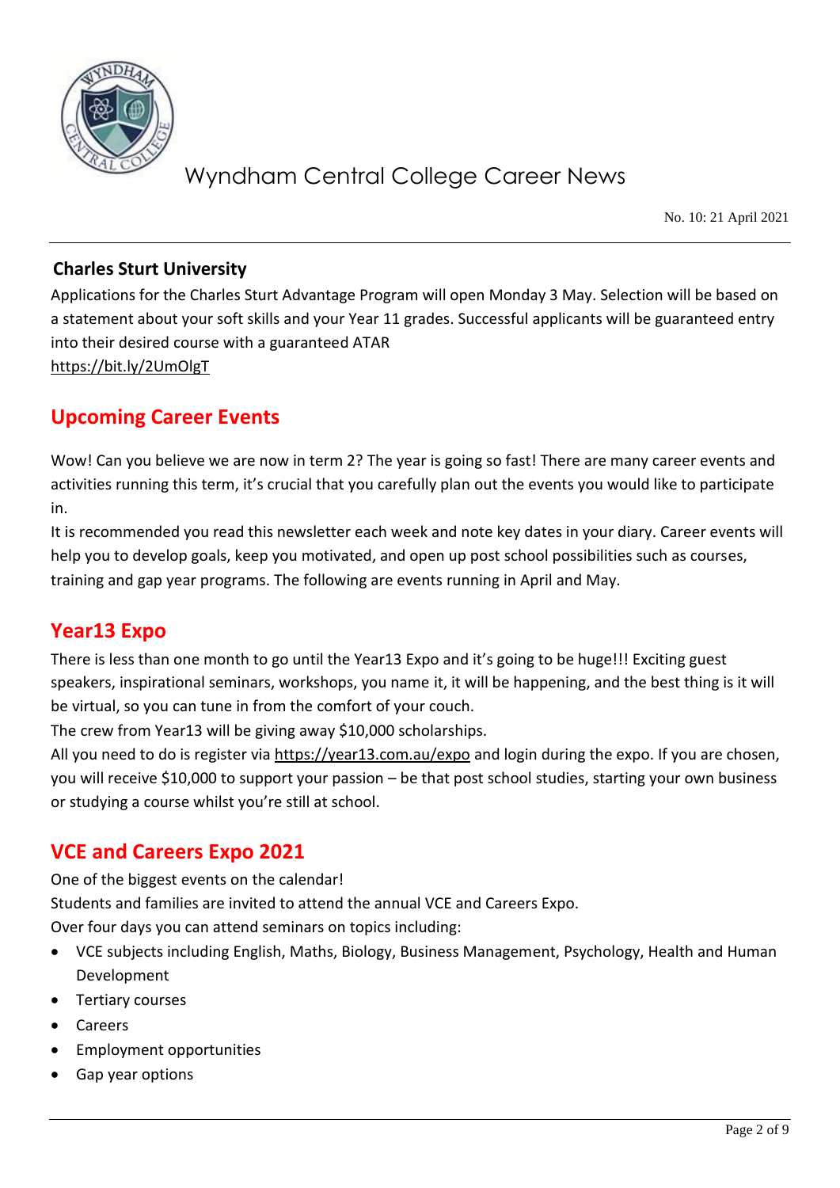## Charles Sturt University

Applications for the Charles Sturt Advantage Program will open Monday 3 May. Selection will be based on a statement about your soft skills and your Year 11 grades. Successful applicants will be guaranteed entry into their desired course with a guaranteed ATAR
https://bit.ly/2UmOlgT

## Upcoming Career Events

Wow! Can you believe we are now in term 2? The year is going so fast! There are many career events and activities running this term, it's crucial that you carefully plan out the events you would like to participate in.

It is recommended you read this newsletter each week and note key dates in your diary. Career events will help you to develop goals, keep you motivated, and open up post school possibilities such as courses, training and gap year programs. The following are events running in April and May.

## Year13 Expo

There is less than one month to go until the Year13 Expo and it's going to be huge!!! Exciting guest speakers, inspirational seminars, workshops, you name it, it will be happening, and the best thing is it will be virtual, so you can tune in from the comfort of your couch.

The crew from Year13 will be giving away $10,000 scholarships.

All you need to do is register via https://year13.com.au/expo and login during the expo. If you are chosen, you will receive $10,000 to support your passion – be that post school studies, starting your own business or studying a course whilst you're still at school.

## VCE and Careers Expo 2021

One of the biggest events on the calendar!

Students and families are invited to attend the annual VCE and Careers Expo.

Over four days you can attend seminars on topics including:

- VCE subjects including English, Maths, Biology, Business Management, Psychology, Health and Human Development
- Tertiary courses
- Careers
- Employment opportunities
- Gap year options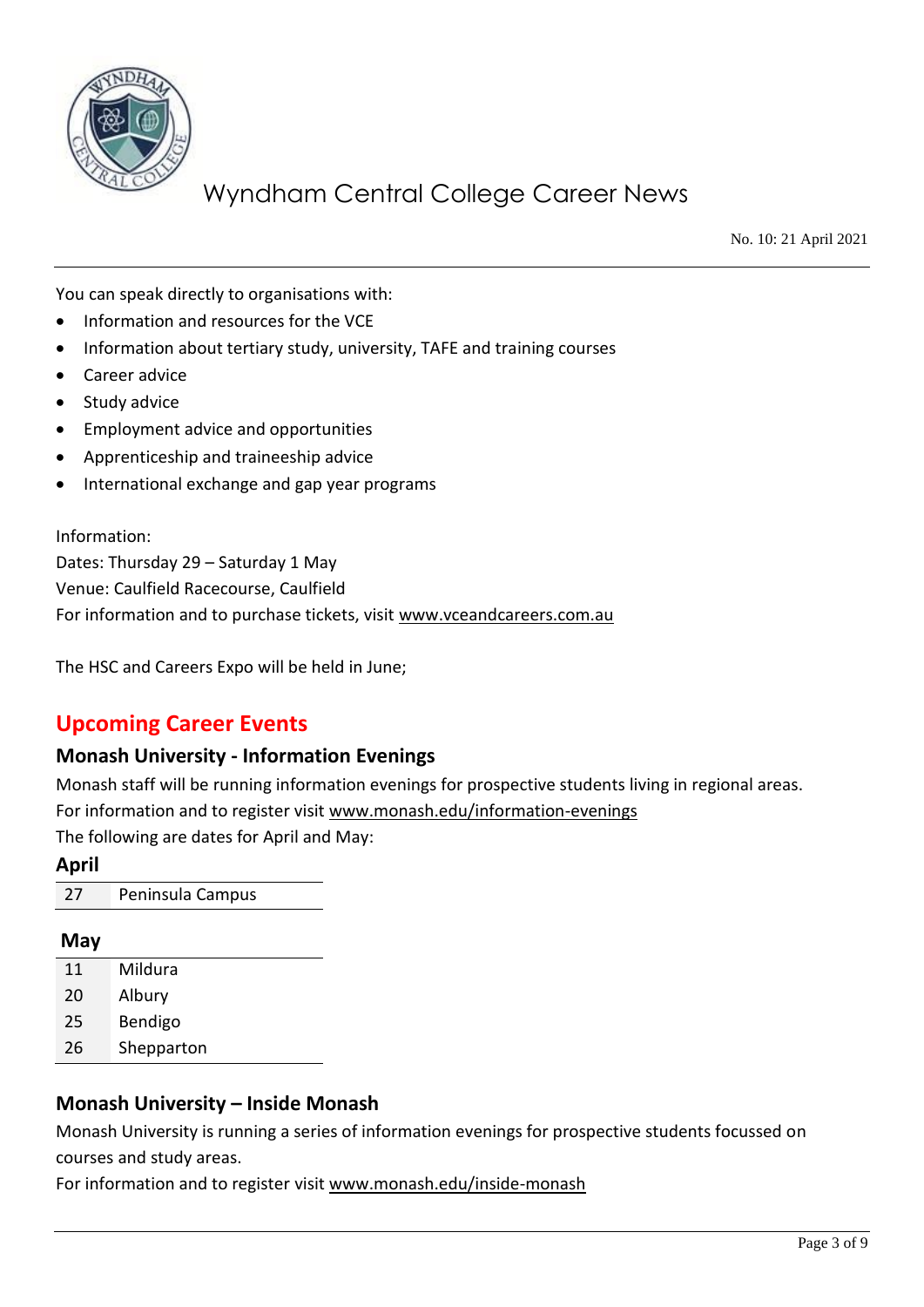You can speak directly to organisations with:

- Information and resources for the VCE
- Information about tertiary study, university, TAFE and training courses
- Career advice
- Study advice
- Employment advice and opportunities
- Apprenticeship and traineeship advice
- International exchange and gap year programs

Information:
Dates: Thursday 29 – Saturday 1 May
Venue: Caulfield Racecourse, Caulfield
For information and to purchase tickets, visit www.vceandcareers.com.au

The HSC and Careers Expo will be held in June;

## Upcoming Career Events

### Monash University - Information Evenings

Monash staff will be running information evenings for prospective students living in regional areas.
For information and to register visit www.monash.edu/information-evenings
The following are dates for April and May:

**April**

| 27 | Peninsula Campus |
|---|---|

**May**

| 11 | Mildura |
|---|---|
| 20 | Albury |
| 25 | Bendigo |
| 26 | Shepparton |

### Monash University – Inside Monash

Monash University is running a series of information evenings for prospective students focussed on courses and study areas.
For information and to register visit www.monash.edu/inside-monash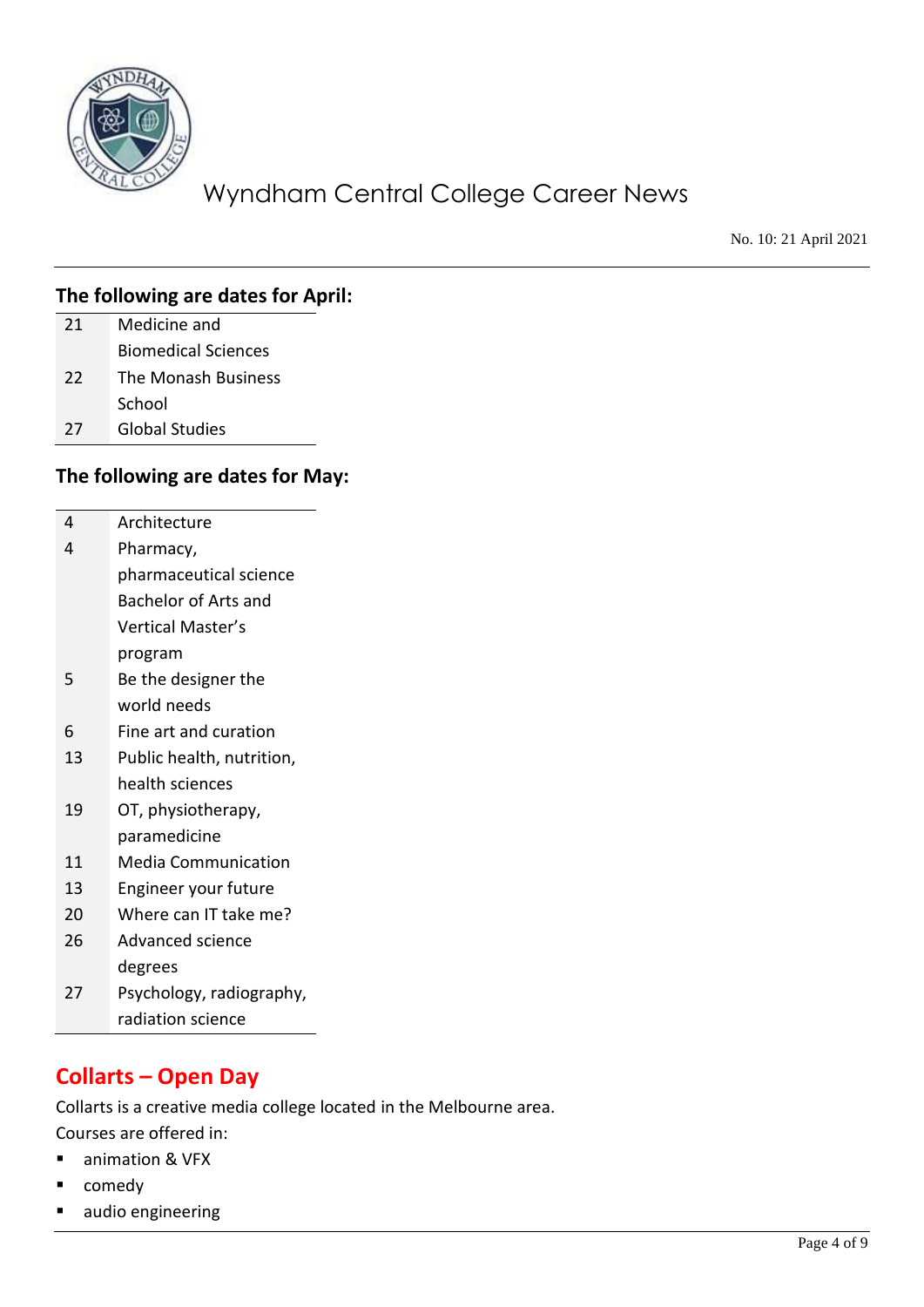Wyndham Central College Career News

No. 10: 21 April 2021

### The following are dates for April:

| | |
|---|---|
| 21 | Medicine and Biomedical Sciences |
| 22 | The Monash Business School |
| 27 | Global Studies |

### The following are dates for May:

| | |
|---|---|
| 4 | Architecture |
| 4 | Pharmacy, pharmaceutical science Bachelor of Arts and Vertical Master's program |
| 5 | Be the designer the world needs |
| 6 | Fine art and curation |
| 13 | Public health, nutrition, health sciences |
| 19 | OT, physiotherapy, paramedicine |
| 11 | Media Communication |
| 13 | Engineer your future |
| 20 | Where can IT take me? |
| 26 | Advanced science degrees |
| 27 | Psychology, radiography, radiation science |

## Collarts – Open Day

Collarts is a creative media college located in the Melbourne area.
Courses are offered in:

- animation & VFX
- comedy
- audio engineering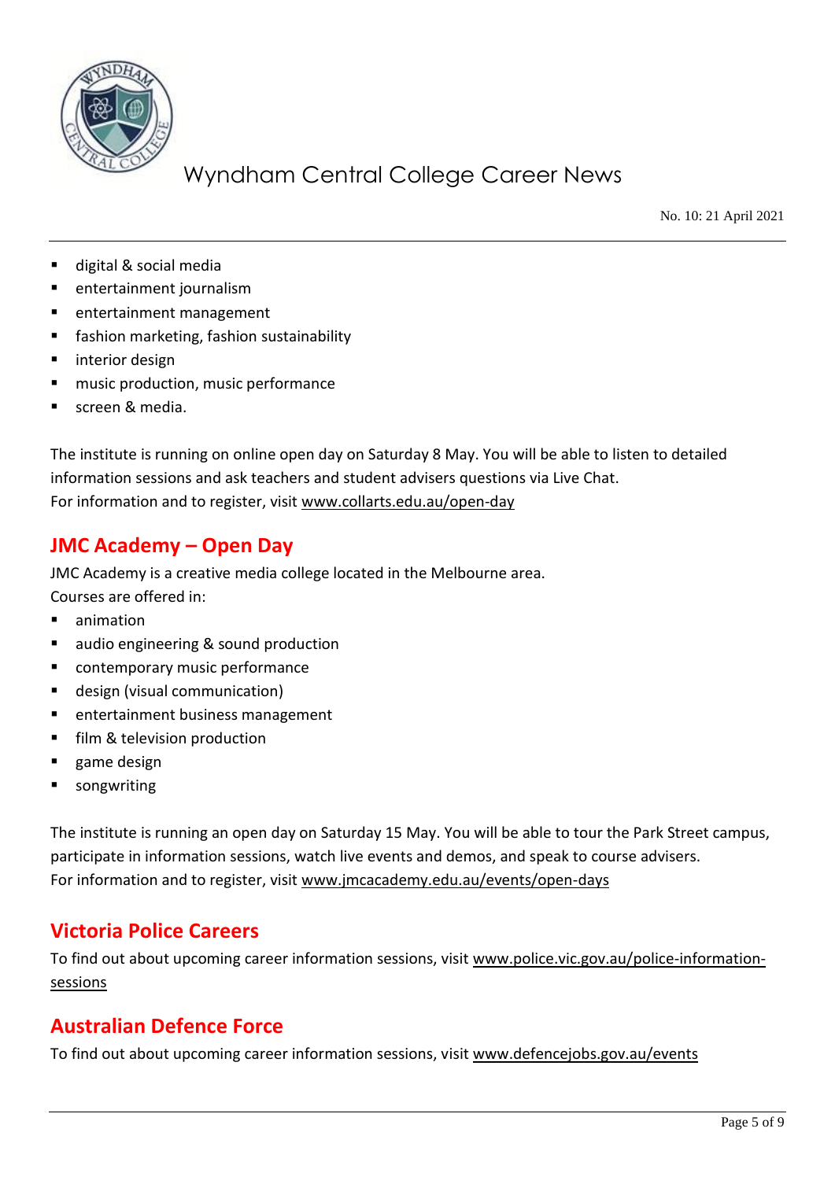- digital & social media
- entertainment journalism
- entertainment management
- fashion marketing, fashion sustainability
- interior design
- music production, music performance
- screen & media.

The institute is running on online open day on Saturday 8 May. You will be able to listen to detailed information sessions and ask teachers and student advisers questions via Live Chat.
For information and to register, visit www.collarts.edu.au/open-day

## JMC Academy – Open Day

JMC Academy is a creative media college located in the Melbourne area.
Courses are offered in:

- animation
- audio engineering & sound production
- contemporary music performance
- design (visual communication)
- entertainment business management
- film & television production
- game design
- songwriting

The institute is running an open day on Saturday 15 May. You will be able to tour the Park Street campus, participate in information sessions, watch live events and demos, and speak to course advisers.
For information and to register, visit www.jmcacademy.edu.au/events/open-days

## Victoria Police Careers

To find out about upcoming career information sessions, visit www.police.vic.gov.au/police-information-sessions

## Australian Defence Force

To find out about upcoming career information sessions, visit www.defencejobs.gov.au/events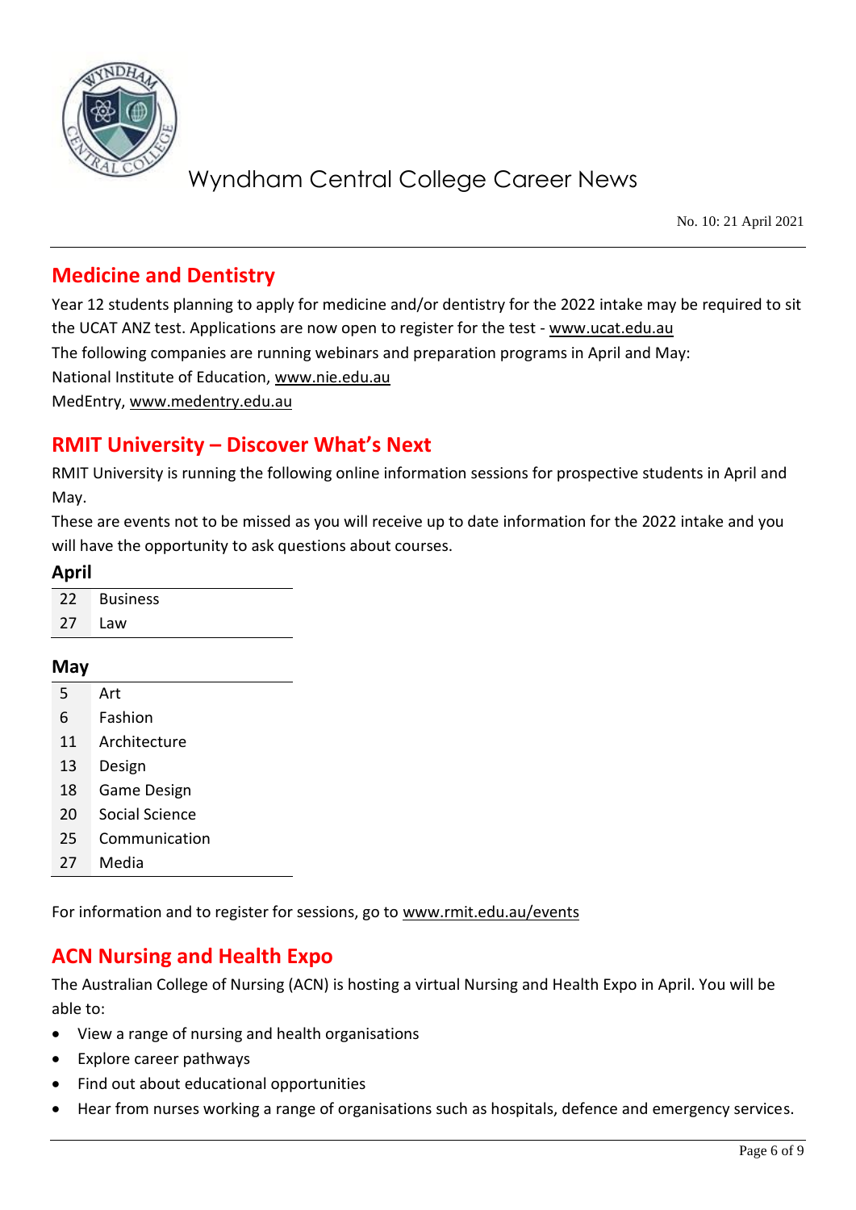# Wyndham Central College Career News

No. 10: 21 April 2021

## Medicine and Dentistry

Year 12 students planning to apply for medicine and/or dentistry for the 2022 intake may be required to sit the UCAT ANZ test. Applications are now open to register for the test - www.ucat.edu.au

The following companies are running webinars and preparation programs in April and May:

National Institute of Education, www.nie.edu.au

MedEntry, www.medentry.edu.au

## RMIT University – Discover What's Next

RMIT University is running the following online information sessions for prospective students in April and May.

These are events not to be missed as you will receive up to date information for the 2022 intake and you will have the opportunity to ask questions about courses.

**April**

| | |
|---|---|
| 22 | Business |
| 27 | Law |

**May**

| | |
|---|---|
| 5 | Art |
| 6 | Fashion |
| 11 | Architecture |
| 13 | Design |
| 18 | Game Design |
| 20 | Social Science |
| 25 | Communication |
| 27 | Media |

For information and to register for sessions, go to www.rmit.edu.au/events

## ACN Nursing and Health Expo

The Australian College of Nursing (ACN) is hosting a virtual Nursing and Health Expo in April. You will be able to:

- View a range of nursing and health organisations
- Explore career pathways
- Find out about educational opportunities
- Hear from nurses working a range of organisations such as hospitals, defence and emergency services.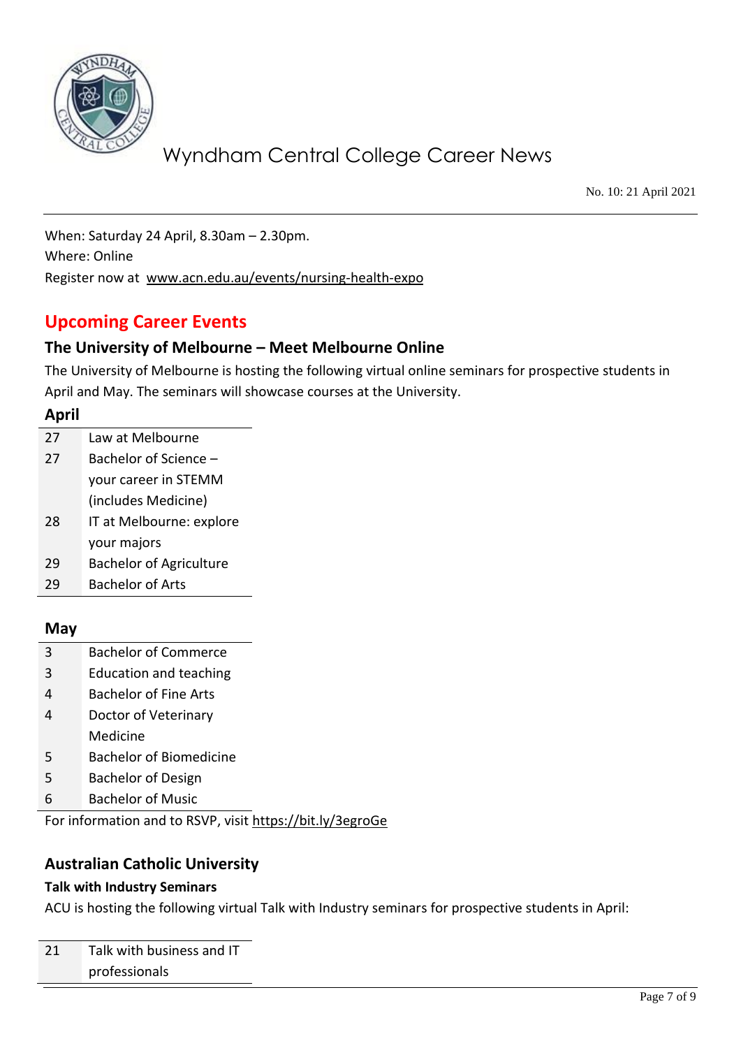When: Saturday 24 April, 8.30am – 2.30pm.
Where: Online
Register now at www.acn.edu.au/events/nursing-health-expo

## Upcoming Career Events

### The University of Melbourne – Meet Melbourne Online

The University of Melbourne is hosting the following virtual online seminars for prospective students in April and May. The seminars will showcase courses at the University.

**April**

| | |
|---|---|
| 27 | Law at Melbourne |
| 27 | Bachelor of Science – your career in STEMM (includes Medicine) |
| 28 | IT at Melbourne: explore your majors |
| 29 | Bachelor of Agriculture |
| 29 | Bachelor of Arts |

**May**

| | |
|---|---|
| 3 | Bachelor of Commerce |
| 3 | Education and teaching |
| 4 | Bachelor of Fine Arts |
| 4 | Doctor of Veterinary Medicine |
| 5 | Bachelor of Biomedicine |
| 5 | Bachelor of Design |
| 6 | Bachelor of Music |

For information and to RSVP, visit https://bit.ly/3egroGe

### Australian Catholic University

**Talk with Industry Seminars**

ACU is hosting the following virtual Talk with Industry seminars for prospective students in April:

| | |
|---|---|
| 21 | Talk with business and IT professionals |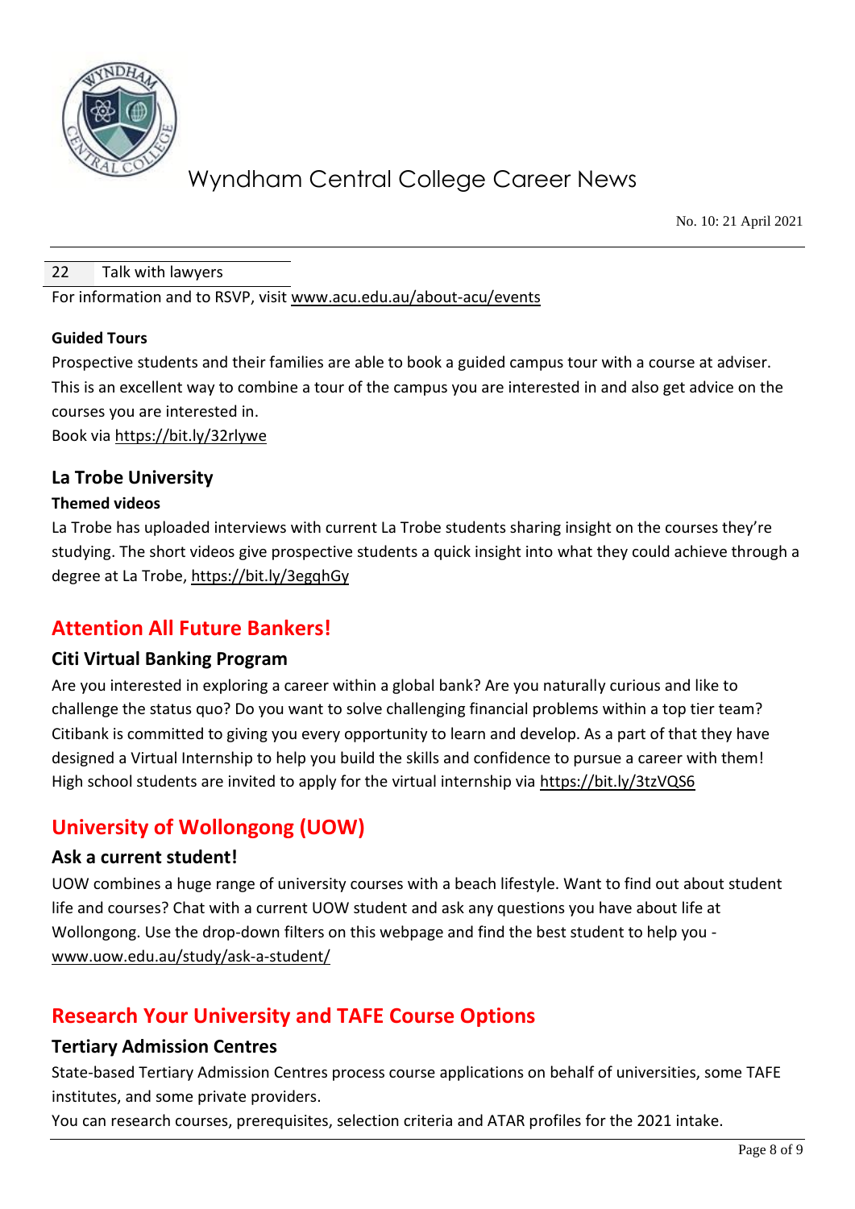| 22 | Talk with lawyers |
|---|---|

For information and to RSVP, visit www.acu.edu.au/about-acu/events

**Guided Tours**

Prospective students and their families are able to book a guided campus tour with a course at adviser. This is an excellent way to combine a tour of the campus you are interested in and also get advice on the courses you are interested in.
Book via https://bit.ly/32rlywe

### La Trobe University

**Themed videos**

La Trobe has uploaded interviews with current La Trobe students sharing insight on the courses they're studying. The short videos give prospective students a quick insight into what they could achieve through a degree at La Trobe, https://bit.ly/3egqhGy

## Attention All Future Bankers!

### Citi Virtual Banking Program

Are you interested in exploring a career within a global bank? Are you naturally curious and like to challenge the status quo? Do you want to solve challenging financial problems within a top tier team? Citibank is committed to giving you every opportunity to learn and develop. As a part of that they have designed a Virtual Internship to help you build the skills and confidence to pursue a career with them! High school students are invited to apply for the virtual internship via https://bit.ly/3tzVQS6

## University of Wollongong (UOW)

### Ask a current student!

UOW combines a huge range of university courses with a beach lifestyle. Want to find out about student life and courses? Chat with a current UOW student and ask any questions you have about life at Wollongong. Use the drop-down filters on this webpage and find the best student to help you - www.uow.edu.au/study/ask-a-student/

## Research Your University and TAFE Course Options

### Tertiary Admission Centres

State-based Tertiary Admission Centres process course applications on behalf of universities, some TAFE institutes, and some private providers.
You can research courses, prerequisites, selection criteria and ATAR profiles for the 2021 intake.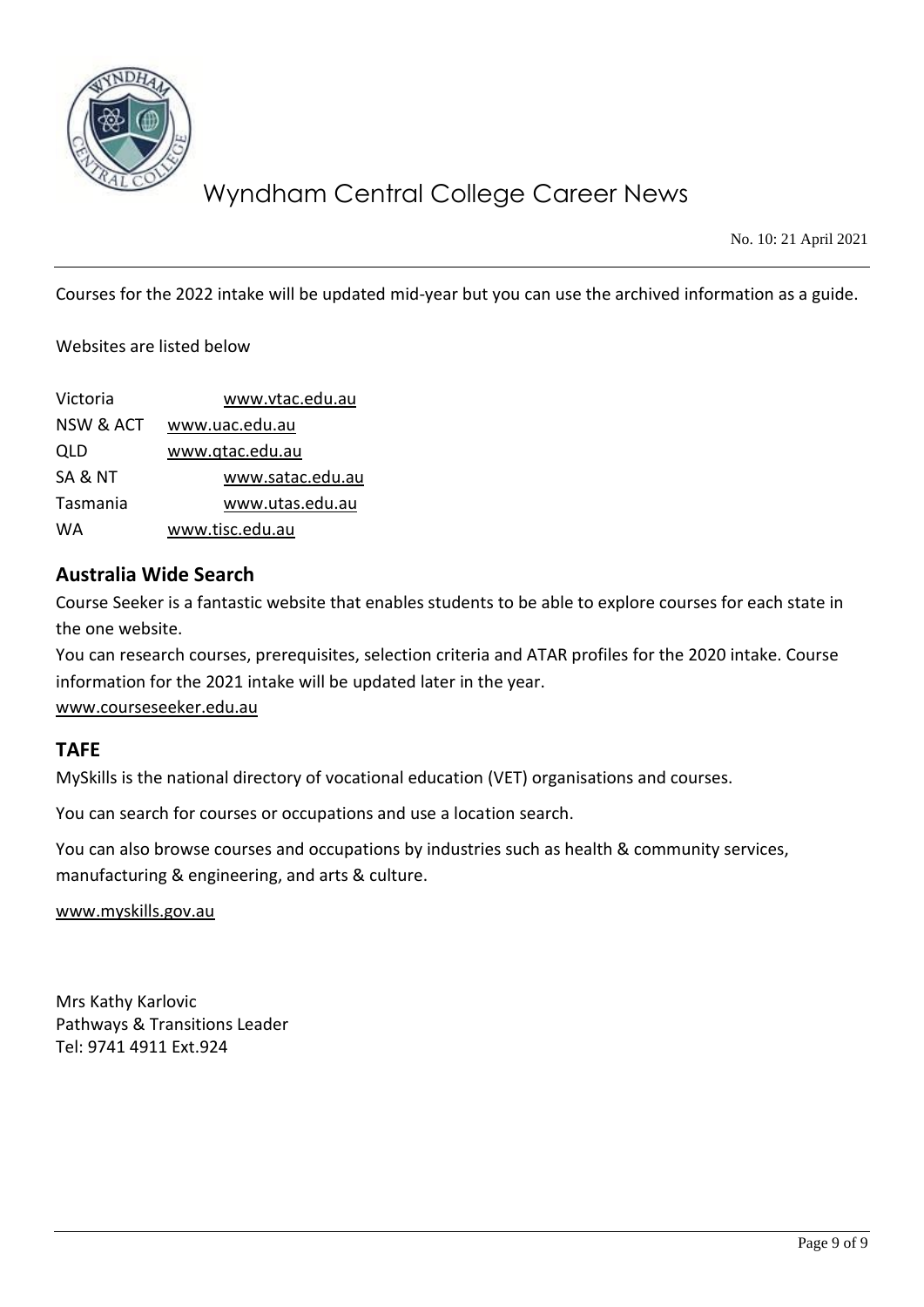Courses for the 2022 intake will be updated mid-year but you can use the archived information as a guide.

Websites are listed below

| | |
|---|---|
| Victoria | www.vtac.edu.au |
| NSW & ACT | www.uac.edu.au |
| QLD | www.qtac.edu.au |
| SA & NT | www.satac.edu.au |
| Tasmania | www.utas.edu.au |
| WA | www.tisc.edu.au |

## Australia Wide Search

Course Seeker is a fantastic website that enables students to be able to explore courses for each state in the one website.

You can research courses, prerequisites, selection criteria and ATAR profiles for the 2020 intake. Course information for the 2021 intake will be updated later in the year.

www.courseseeker.edu.au

## TAFE

MySkills is the national directory of vocational education (VET) organisations and courses.

You can search for courses or occupations and use a location search.

You can also browse courses and occupations by industries such as health & community services, manufacturing & engineering, and arts & culture.

www.myskills.gov.au

Mrs Kathy Karlovic
Pathways & Transitions Leader
Tel: 9741 4911 Ext.924